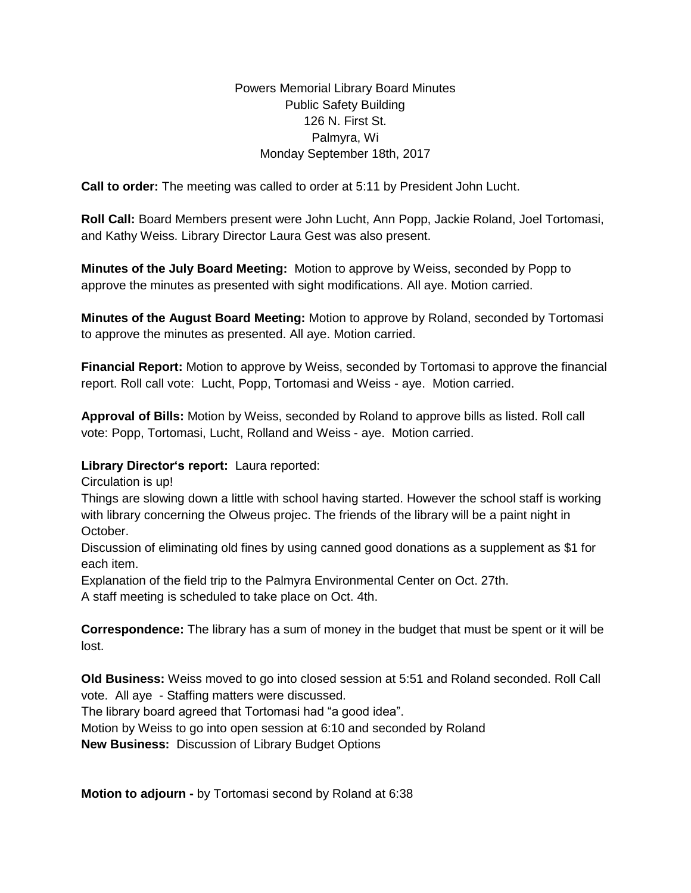Powers Memorial Library Board Minutes
Public Safety Building
126 N. First St.
Palmyra, Wi
Monday September 18th, 2017

**Call to order:** The meeting was called to order at 5:11 by President John Lucht.

**Roll Call:** Board Members present were John Lucht, Ann Popp, Jackie Roland, Joel Tortomasi, and Kathy Weiss. Library Director Laura Gest was also present.

**Minutes of the July Board Meeting:** Motion to approve by Weiss, seconded by Popp to approve the minutes as presented with sight modifications. All aye. Motion carried.

**Minutes of the August Board Meeting:** Motion to approve by Roland, seconded by Tortomasi to approve the minutes as presented. All aye. Motion carried.

**Financial Report:** Motion to approve by Weiss, seconded by Tortomasi to approve the financial report. Roll call vote: Lucht, Popp, Tortomasi and Weiss - aye. Motion carried.

**Approval of Bills:** Motion by Weiss, seconded by Roland to approve bills as listed. Roll call vote: Popp, Tortomasi, Lucht, Rolland and Weiss - aye. Motion carried.

**Library Director's report:** Laura reported:
Circulation is up!
Things are slowing down a little with school having started. However the school staff is working with library concerning the Olweus projec. The friends of the library will be a paint night in October.
Discussion of eliminating old fines by using canned good donations as a supplement as $1 for each item.
Explanation of the field trip to the Palmyra Environmental Center on Oct. 27th.
A staff meeting is scheduled to take place on Oct. 4th.

**Correspondence:** The library has a sum of money in the budget that must be spent or it will be lost.

**Old Business:** Weiss moved to go into closed session at 5:51 and Roland seconded. Roll Call vote. All aye - Staffing matters were discussed.
The library board agreed that Tortomasi had "a good idea".
Motion by Weiss to go into open session at 6:10 and seconded by Roland
**New Business:** Discussion of Library Budget Options

**Motion to adjourn -** by Tortomasi second by Roland at 6:38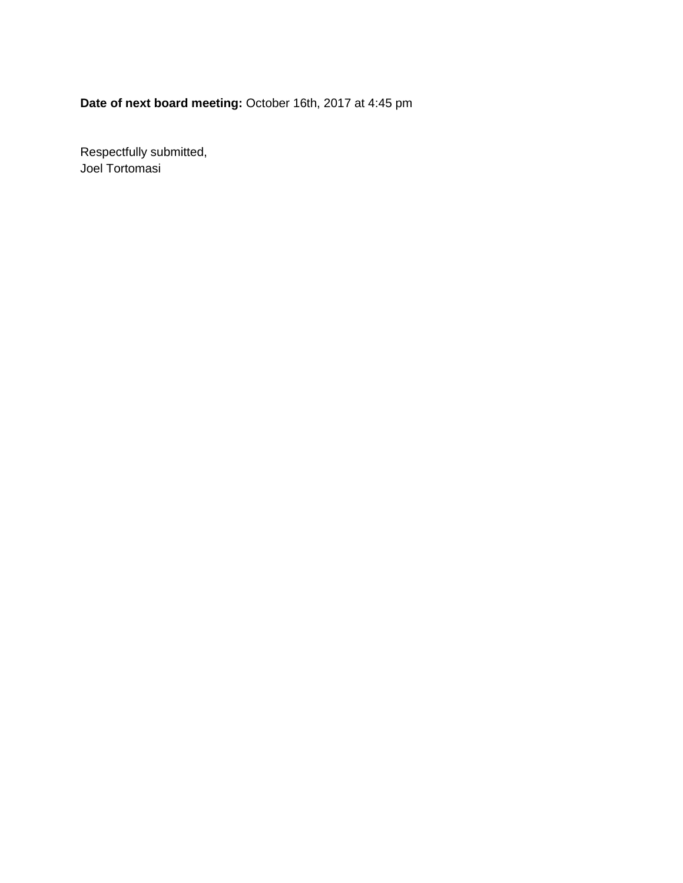**Date of next board meeting:** October 16th, 2017 at 4:45 pm

Respectfully submitted,
Joel Tortomasi